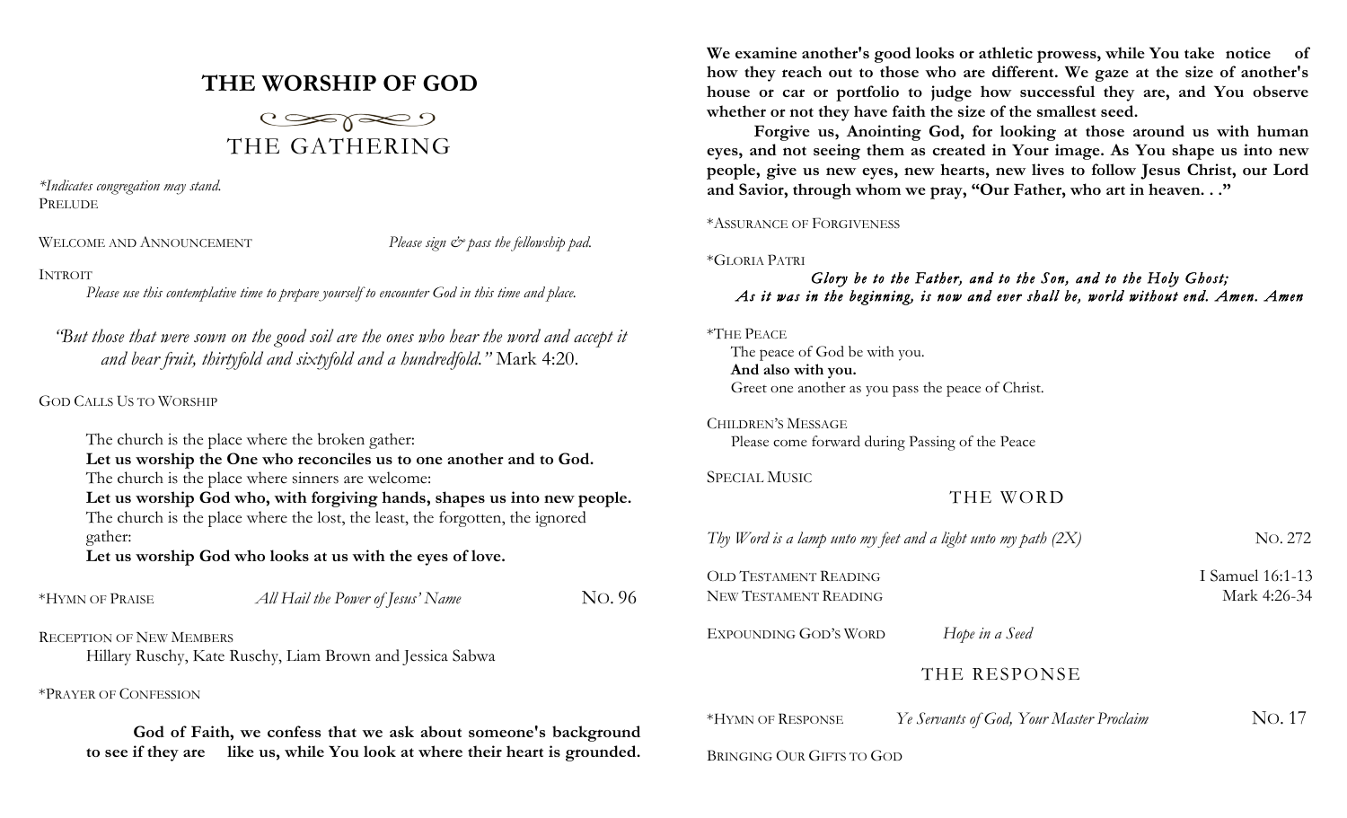# THE WORSHIP OF GOD

## THE GATHERING

*\*Indicates congregation may stand.*

PRELUDE

WELCOME AND ANNOUNCEMENT *Please sign & pass the fellowship pad.*

INTROIT
*Please use this contemplative time to prepare yourself to encounter God in this time and place.*

*"But those that were sown on the good soil are the ones who hear the word and accept it and bear fruit, thirtyfold and sixtyfold and a hundredfold."* Mark 4:20.

GOD CALLS US TO WORSHIP

The church is the place where the broken gather:
**Let us worship the One who reconciles us to one another and to God.**
The church is the place where sinners are welcome:
**Let us worship God who, with forgiving hands, shapes us into new people.**
The church is the place where the lost, the least, the forgotten, the ignored gather:
**Let us worship God who looks at us with the eyes of love.**

\*HYMN OF PRAISE *All Hail the Power of Jesus' Name* NO. 96

RECEPTION OF NEW MEMBERS
Hillary Ruschy, Kate Ruschy, Liam Brown and Jessica Sabwa

\*PRAYER OF CONFESSION

**God of Faith, we confess that we ask about someone's background to see if they are like us, while You look at where their heart is grounded. We examine another's good looks or athletic prowess, while You take notice of how they reach out to those who are different. We gaze at the size of another's house or car or portfolio to judge how successful they are, and You observe whether or not they have faith the size of the smallest seed.**

**Forgive us, Anointing God, for looking at those around us with human eyes, and not seeing them as created in Your image. As You shape us into new people, give us new eyes, new hearts, new lives to follow Jesus Christ, our Lord and Savior, through whom we pray, "Our Father, who art in heaven. . ."**

\*ASSURANCE OF FORGIVENESS

\*GLORIA PATRI
***Glory be to the Father, and to the Son, and to the Holy Ghost;***
***As it was in the beginning, is now and ever shall be, world without end. Amen. Amen***

\*THE PEACE
The peace of God be with you.
**And also with you.**
Greet one another as you pass the peace of Christ.

CHILDREN'S MESSAGE
Please come forward during Passing of the Peace

SPECIAL MUSIC

## THE WORD

*Thy Word is a lamp unto my feet and a light unto my path (2X)* NO. 272

OLD TESTAMENT READING I Samuel 16:1-13
NEW TESTAMENT READING Mark 4:26-34

EXPOUNDING GOD'S WORD *Hope in a Seed*

## THE RESPONSE

\*HYMN OF RESPONSE *Ye Servants of God, Your Master Proclaim* NO. 17

BRINGING OUR GIFTS TO GOD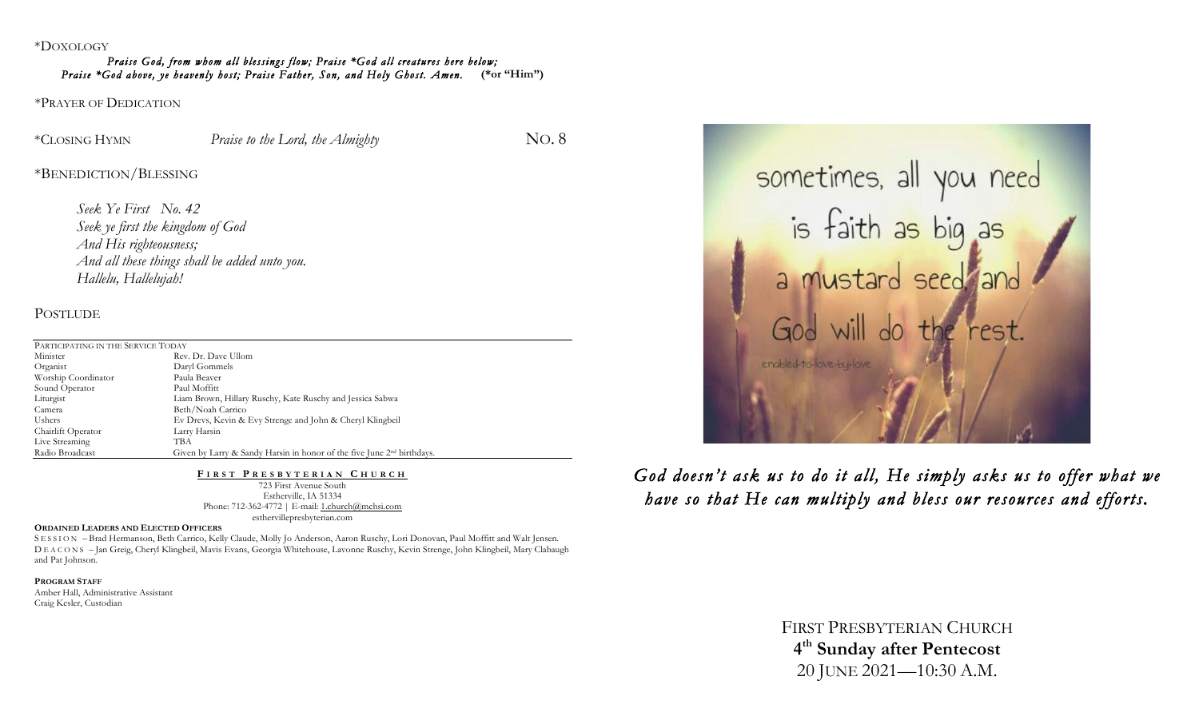*DOXOLOGY

*Praise God, from whom all blessings flow; Praise *God all creatures here below;*
*Praise *God above, ye heavenly host; Praise Father, Son, and Holy Ghost. Amen.* **(*or "Him")**

*PRAYER OF DEDICATION

*CLOSING HYMN *Praise to the Lord, the Almighty* NO. 8

*BENEDICTION/BLESSING

*Seek Ye First No. 42*
*Seek ye first the kingdom of God*
*And His righteousness;*
*And all these things shall be added unto you.*
*Hallelu, Hallelujah!*

POSTLUDE

| PARTICIPATING IN THE SERVICE TODAY | |
|---|---|
| Minister | Rev. Dr. Dave Ullom |
| Organist | Daryl Gommels |
| Worship Coordinator | Paula Beaver |
| Sound Operator | Paul Moffitt |
| Liturgist | Liam Brown, Hillary Ruschy, Kate Ruschy and Jessica Sabwa |
| Camera | Beth/Noah Carrico |
| Ushers | Ev Drevs, Kevin & Evy Strenge and John & Cheryl Klingbeil |
| Chairlift Operator | Larry Harsin |
| Live Streaming | TBA |
| Radio Broadcast | Given by Larry & Sandy Harsin in honor of the five June 2nd birthdays. |

**FIRST PRESBYTERIAN CHURCH**
723 First Avenue South
Estherville, IA 51334
Phone: 712-362-4772 | E-mail: 1.church@mchsi.com
esthervillepresbyterian.com

**ORDAINED LEADERS AND ELECTED OFFICERS**
SESSION – Brad Hermanson, Beth Carrico, Kelly Claude, Molly Jo Anderson, Aaron Ruschy, Lori Donovan, Paul Moffitt and Walt Jensen.
DEACONS – Jan Greig, Cheryl Klingbeil, Mavis Evans, Georgia Whitehouse, Lavonne Ruschy, Kevin Strenge, John Klingbeil, Mary Clabaugh and Pat Johnson.

**PROGRAM STAFF**
Amber Hall, Administrative Assistant
Craig Kesler, Custodian

sometimes, all you need is faith as big as a mustard seed, and God will do the rest.

enabled-to-love-by-love

*God doesn't ask us to do it all, He simply asks us to offer what we have so that He can multiply and bless our resources and efforts.*

FIRST PRESBYTERIAN CHURCH
**4th Sunday after Pentecost**
20 JUNE 2021—10:30 A.M.